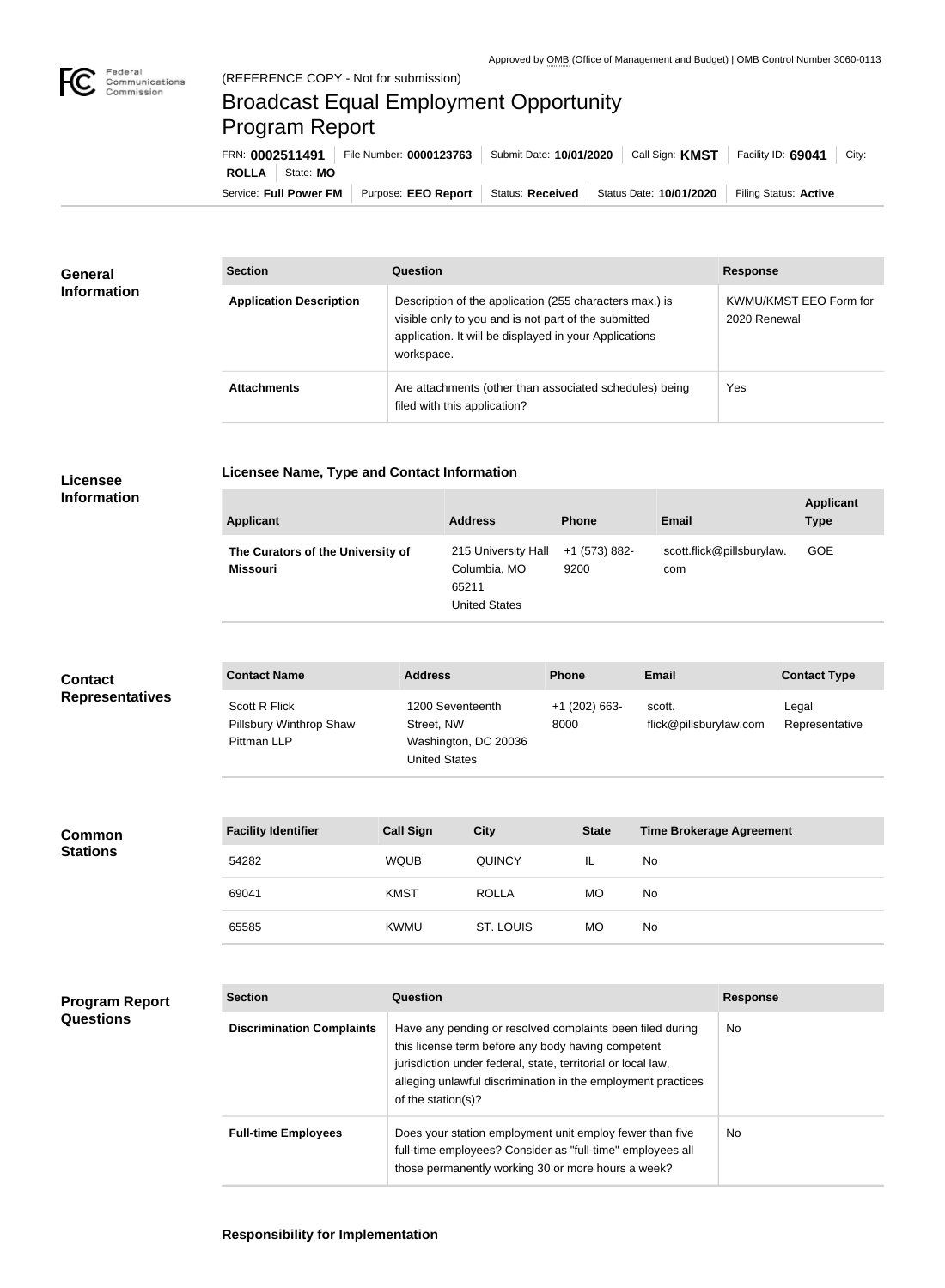Approved by OMB (Office of Management and Budget) | OMB Control Number 3060-0113

Federal Communications Commission

(REFERENCE COPY - Not for submission)

# Broadcast Equal Employment Opportunity Program Report

FRN: **0002511491** | File Number: **0000123763** | Submit Date: **10/01/2020** | Call Sign: **KMST** | Facility ID: **69041** | City: **ROLLA** | State: **MO**

Service: **Full Power FM** | Purpose: **EEO Report** | Status: **Received** | Status Date: **10/01/2020** | Filing Status: **Active**

## General Information

| Section | Question | Response |
| --- | --- | --- |
| Application Description | Description of the application (255 characters max.) is visible only to you and is not part of the submitted application. It will be displayed in your Applications workspace. | KWMU/KMST EEO Form for 2020 Renewal |
| Attachments | Are attachments (other than associated schedules) being filed with this application? | Yes |

## Licensee Information

### Licensee Name, Type and Contact Information

| Applicant | Address | Phone | Email | Applicant Type |
| --- | --- | --- | --- | --- |
| The Curators of the University of Missouri | 215 University Hall Columbia, MO 65211 United States | +1 (573) 882-9200 | scott.flick@pillsburylaw.com | GOE |

## Contact Representatives

| Contact Name | Address | Phone | Email | Contact Type |
| --- | --- | --- | --- | --- |
| Scott R Flick Pillsbury Winthrop Shaw Pittman LLP | 1200 Seventeenth Street, NW Washington, DC 20036 United States | +1 (202) 663-8000 | scott.flick@pillsburylaw.com | Legal Representative |

## Common Stations

| Facility Identifier | Call Sign | City | State | Time Brokerage Agreement |
| --- | --- | --- | --- | --- |
| 54282 | WQUB | QUINCY | IL | No |
| 69041 | KMST | ROLLA | MO | No |
| 65585 | KWMU | ST. LOUIS | MO | No |

## Program Report Questions

| Section | Question | Response |
| --- | --- | --- |
| Discrimination Complaints | Have any pending or resolved complaints been filed during this license term before any body having competent jurisdiction under federal, state, territorial or local law, alleging unlawful discrimination in the employment practices of the station(s)? | No |
| Full-time Employees | Does your station employment unit employ fewer than five full-time employees? Consider as "full-time" employees all those permanently working 30 or more hours a week? | No |

### Responsibility for Implementation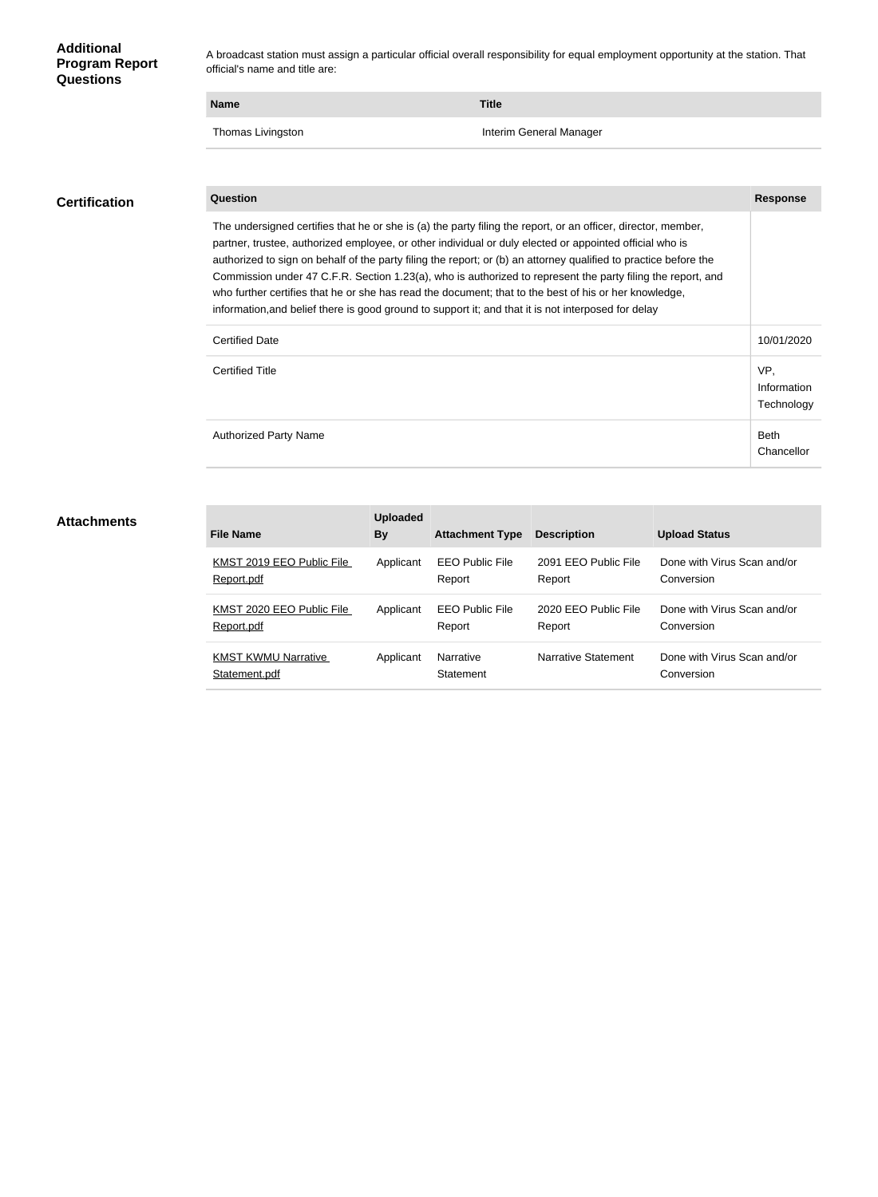## Additional Program Report Questions

A broadcast station must assign a particular official overall responsibility for equal employment opportunity at the station. That official's name and title are:

| Name | Title |
|---|---|
| Thomas Livingston | Interim General Manager |

## Certification

| Question | Response |
|---|---|
| The undersigned certifies that he or she is (a) the party filing the report, or an officer, director, member, partner, trustee, authorized employee, or other individual or duly elected or appointed official who is authorized to sign on behalf of the party filing the report; or (b) an attorney qualified to practice before the Commission under 47 C.F.R. Section 1.23(a), who is authorized to represent the party filing the report, and who further certifies that he or she has read the document; that to the best of his or her knowledge, information,and belief there is good ground to support it; and that it is not interposed for delay | |
| Certified Date | 10/01/2020 |
| Certified Title | VP, Information Technology |
| Authorized Party Name | Beth Chancellor |

## Attachments

| File Name | Uploaded By | Attachment Type | Description | Upload Status |
|---|---|---|---|---|
| KMST 2019 EEO Public File Report.pdf | Applicant | EEO Public File Report | 2091 EEO Public File Report | Done with Virus Scan and/or Conversion |
| KMST 2020 EEO Public File Report.pdf | Applicant | EEO Public File Report | 2020 EEO Public File Report | Done with Virus Scan and/or Conversion |
| KMST KWMU Narrative Statement.pdf | Applicant | Narrative Statement | Narrative Statement | Done with Virus Scan and/or Conversion |